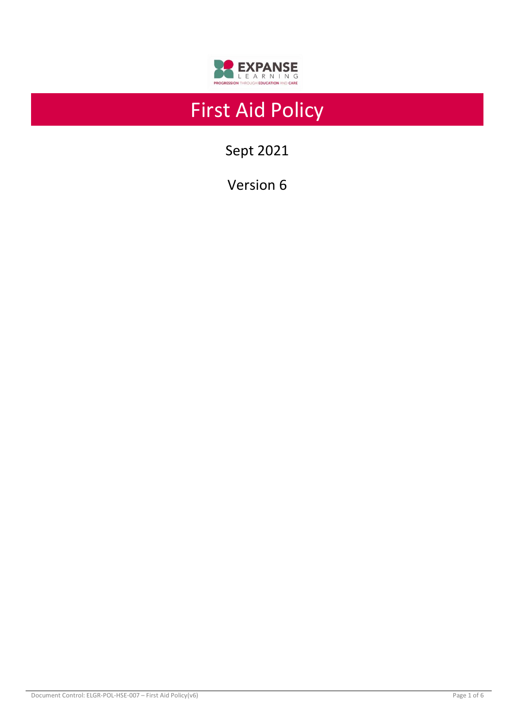# First Aid Policy

Sept 2021

Version 6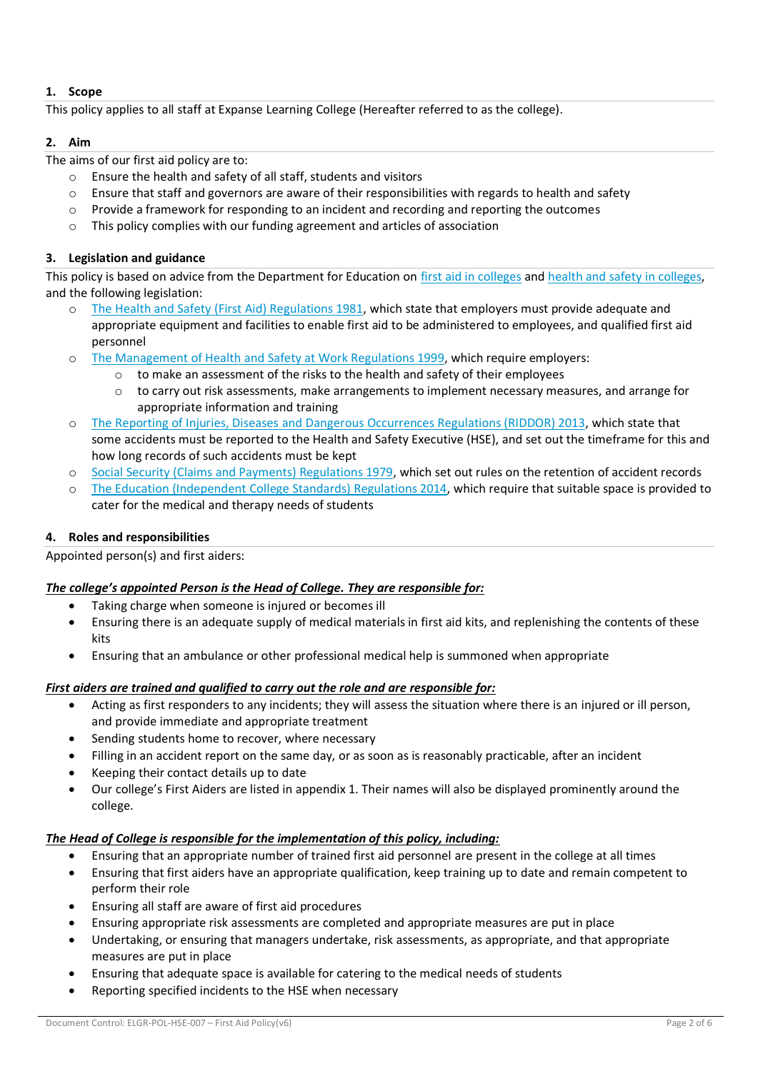## 1. Scope

This policy applies to all staff at Expanse Learning College (Hereafter referred to as the college).

## 2. Aim

The aims of our first aid policy are to:

- Ensure the health and safety of all staff, students and visitors
- Ensure that staff and governors are aware of their responsibilities with regards to health and safety
- Provide a framework for responding to an incident and recording and reporting the outcomes
- This policy complies with our funding agreement and articles of association

## 3. Legislation and guidance

This policy is based on advice from the Department for Education on first aid in colleges and health and safety in colleges, and the following legislation:

- The Health and Safety (First Aid) Regulations 1981, which state that employers must provide adequate and appropriate equipment and facilities to enable first aid to be administered to employees, and qualified first aid personnel
- The Management of Health and Safety at Work Regulations 1999, which require employers:
  - to make an assessment of the risks to the health and safety of their employees
  - to carry out risk assessments, make arrangements to implement necessary measures, and arrange for appropriate information and training
- The Reporting of Injuries, Diseases and Dangerous Occurrences Regulations (RIDDOR) 2013, which state that some accidents must be reported to the Health and Safety Executive (HSE), and set out the timeframe for this and how long records of such accidents must be kept
- Social Security (Claims and Payments) Regulations 1979, which set out rules on the retention of accident records
- The Education (Independent College Standards) Regulations 2014, which require that suitable space is provided to cater for the medical and therapy needs of students

## 4. Roles and responsibilities

Appointed person(s) and first aiders:

***The college's appointed Person is the Head of College. They are responsible for:***

- Taking charge when someone is injured or becomes ill
- Ensuring there is an adequate supply of medical materials in first aid kits, and replenishing the contents of these kits
- Ensuring that an ambulance or other professional medical help is summoned when appropriate

***First aiders are trained and qualified to carry out the role and are responsible for:***

- Acting as first responders to any incidents; they will assess the situation where there is an injured or ill person, and provide immediate and appropriate treatment
- Sending students home to recover, where necessary
- Filling in an accident report on the same day, or as soon as is reasonably practicable, after an incident
- Keeping their contact details up to date
- Our college's First Aiders are listed in appendix 1. Their names will also be displayed prominently around the college.

***The Head of College is responsible for the implementation of this policy, including:***

- Ensuring that an appropriate number of trained first aid personnel are present in the college at all times
- Ensuring that first aiders have an appropriate qualification, keep training up to date and remain competent to perform their role
- Ensuring all staff are aware of first aid procedures
- Ensuring appropriate risk assessments are completed and appropriate measures are put in place
- Undertaking, or ensuring that managers undertake, risk assessments, as appropriate, and that appropriate measures are put in place
- Ensuring that adequate space is available for catering to the medical needs of students
- Reporting specified incidents to the HSE when necessary

Document Control: ELGR-POL-HSE-007 – First Aid Policy(v6)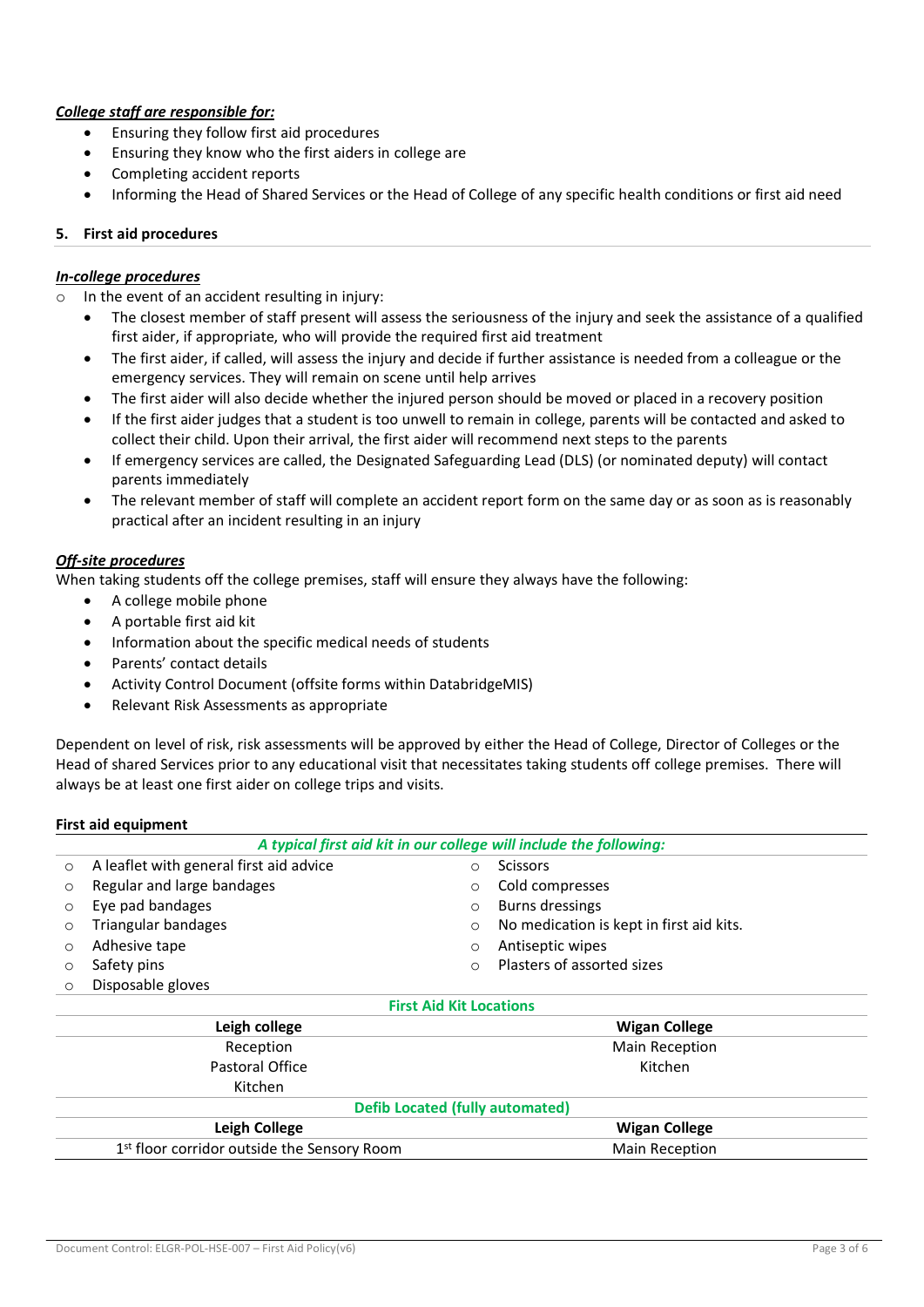***College staff are responsible for:***

- Ensuring they follow first aid procedures
- Ensuring they know who the first aiders in college are
- Completing accident reports
- Informing the Head of Shared Services or the Head of College of any specific health conditions or first aid need

## 5. First aid procedures

***In-college procedures***

- In the event of an accident resulting in injury:
  - The closest member of staff present will assess the seriousness of the injury and seek the assistance of a qualified first aider, if appropriate, who will provide the required first aid treatment
  - The first aider, if called, will assess the injury and decide if further assistance is needed from a colleague or the emergency services. They will remain on scene until help arrives
  - The first aider will also decide whether the injured person should be moved or placed in a recovery position
  - If the first aider judges that a student is too unwell to remain in college, parents will be contacted and asked to collect their child. Upon their arrival, the first aider will recommend next steps to the parents
  - If emergency services are called, the Designated Safeguarding Lead (DLS) (or nominated deputy) will contact parents immediately
  - The relevant member of staff will complete an accident report form on the same day or as soon as is reasonably practical after an incident resulting in an injury

***Off-site procedures***

When taking students off the college premises, staff will ensure they always have the following:

- A college mobile phone
- A portable first aid kit
- Information about the specific medical needs of students
- Parents' contact details
- Activity Control Document (offsite forms within DatabridgeMIS)
- Relevant Risk Assessments as appropriate

Dependent on level of risk, risk assessments will be approved by either the Head of College, Director of Colleges or the Head of shared Services prior to any educational visit that necessitates taking students off college premises. There will always be at least one first aider on college trips and visits.

**First aid equipment**

*A typical first aid kit in our college will include the following:*

- A leaflet with general first aid advice
- Regular and large bandages
- Eye pad bandages
- Triangular bandages
- Adhesive tape
- Safety pins
- Disposable gloves
- Scissors
- Cold compresses
- Burns dressings
- No medication is kept in first aid kits.
- Antiseptic wipes
- Plasters of assorted sizes

**First Aid Kit Locations**

| Leigh college | Wigan College |
|---|---|
| Reception | Main Reception |
| Pastoral Office | Kitchen |
| Kitchen | |

**Defib Located (fully automated)**

| Leigh College | Wigan College |
|---|---|
| 1st floor corridor outside the Sensory Room | Main Reception |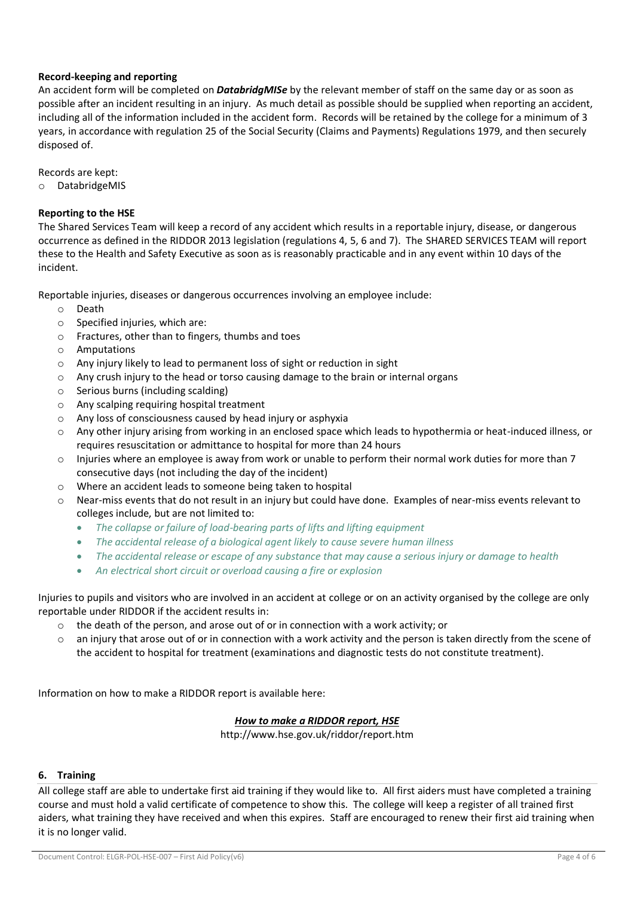**Record-keeping and reporting**

An accident form will be completed on ***DatabridgMISe*** by the relevant member of staff on the same day or as soon as possible after an incident resulting in an injury. As much detail as possible should be supplied when reporting an accident, including all of the information included in the accident form. Records will be retained by the college for a minimum of 3 years, in accordance with regulation 25 of the Social Security (Claims and Payments) Regulations 1979, and then securely disposed of.

Records are kept:

- DatabridgeMIS

**Reporting to the HSE**

The Shared Services Team will keep a record of any accident which results in a reportable injury, disease, or dangerous occurrence as defined in the RIDDOR 2013 legislation (regulations 4, 5, 6 and 7). The SHARED SERVICES TEAM will report these to the Health and Safety Executive as soon as is reasonably practicable and in any event within 10 days of the incident.

Reportable injuries, diseases or dangerous occurrences involving an employee include:

- Death
- Specified injuries, which are:
- Fractures, other than to fingers, thumbs and toes
- Amputations
- Any injury likely to lead to permanent loss of sight or reduction in sight
- Any crush injury to the head or torso causing damage to the brain or internal organs
- Serious burns (including scalding)
- Any scalping requiring hospital treatment
- Any loss of consciousness caused by head injury or asphyxia
- Any other injury arising from working in an enclosed space which leads to hypothermia or heat-induced illness, or requires resuscitation or admittance to hospital for more than 24 hours
- Injuries where an employee is away from work or unable to perform their normal work duties for more than 7 consecutive days (not including the day of the incident)
- Where an accident leads to someone being taken to hospital
- Near-miss events that do not result in an injury but could have done. Examples of near-miss events relevant to colleges include, but are not limited to:
  - *The collapse or failure of load-bearing parts of lifts and lifting equipment*
  - *The accidental release of a biological agent likely to cause severe human illness*
  - *The accidental release or escape of any substance that may cause a serious injury or damage to health*
  - *An electrical short circuit or overload causing a fire or explosion*

Injuries to pupils and visitors who are involved in an accident at college or on an activity organised by the college are only reportable under RIDDOR if the accident results in:

- the death of the person, and arose out of or in connection with a work activity; or
- an injury that arose out of or in connection with a work activity and the person is taken directly from the scene of the accident to hospital for treatment (examinations and diagnostic tests do not constitute treatment).

Information on how to make a RIDDOR report is available here:

***How to make a RIDDOR report, HSE***

http://www.hse.gov.uk/riddor/report.htm

## 6. Training

All college staff are able to undertake first aid training if they would like to. All first aiders must have completed a training course and must hold a valid certificate of competence to show this. The college will keep a register of all trained first aiders, what training they have received and when this expires. Staff are encouraged to renew their first aid training when it is no longer valid.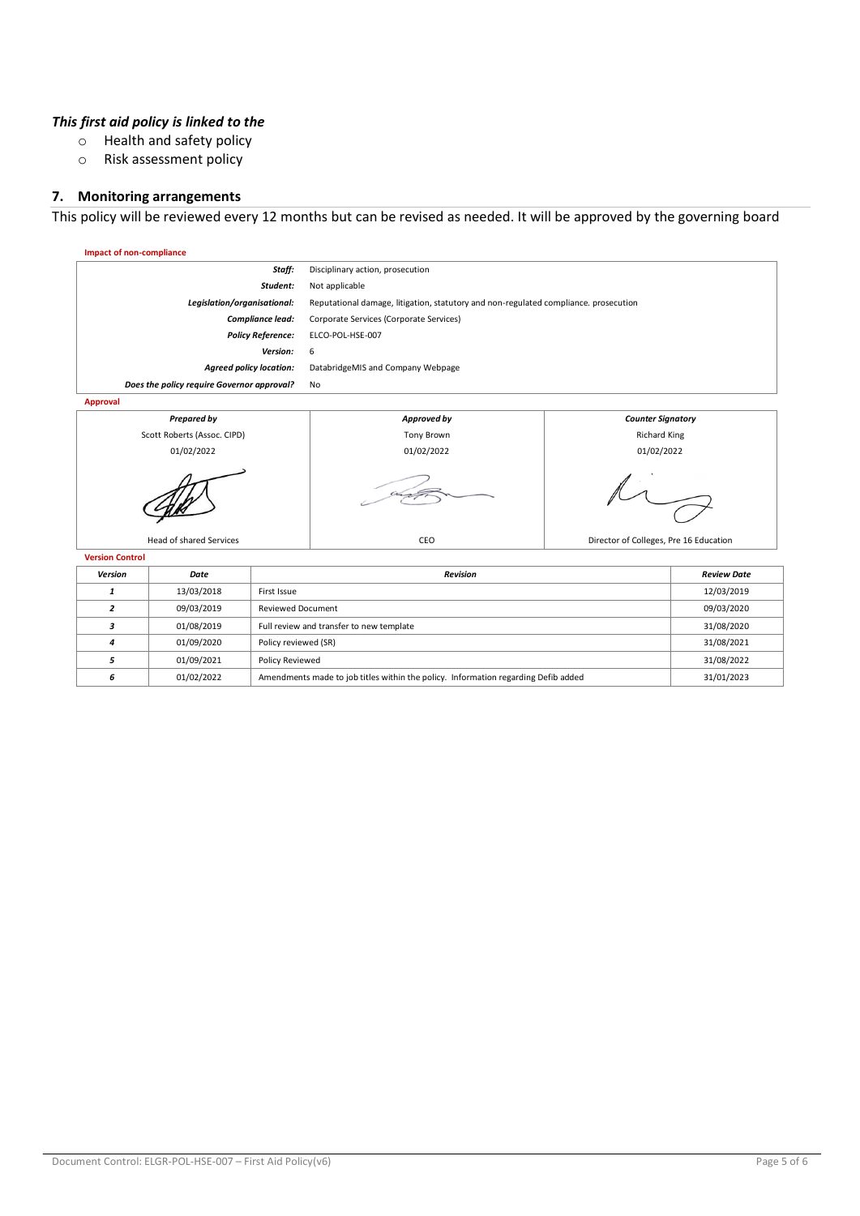***This first aid policy is linked to the***

- Health and safety policy
- Risk assessment policy

## 7. Monitoring arrangements

This policy will be reviewed every 12 months but can be revised as needed. It will be approved by the governing board

**Impact of non-compliance**

| | |
|---|---|
| ***Staff:*** | Disciplinary action, prosecution |
| ***Student:*** | Not applicable |
| ***Legislation/organisational:*** | Reputational damage, litigation, statutory and non-regulated compliance. prosecution |
| ***Compliance lead:*** | Corporate Services (Corporate Services) |
| ***Policy Reference:*** | ELCO-POL-HSE-007 |
| ***Version:*** | 6 |
| ***Agreed policy location:*** | DatabridgeMIS and Company Webpage |
| ***Does the policy require Governor approval?*** | No |

**Approval**

| ***Prepared by*** | ***Approved by*** | ***Counter Signatory*** |
|---|---|---|
| Scott Roberts (Assoc. CIPD) | Tony Brown | Richard King |
| 01/02/2022 | 01/02/2022 | 01/02/2022 |
| Head of shared Services | CEO | Director of Colleges, Pre 16 Education |

**Version Control**

| *Version* | *Date* | *Revision* | *Review Date* |
|---|---|---|---|
| *1* | 13/03/2018 | First Issue | 12/03/2019 |
| *2* | 09/03/2019 | Reviewed Document | 09/03/2020 |
| *3* | 01/08/2019 | Full review and transfer to new template | 31/08/2020 |
| *4* | 01/09/2020 | Policy reviewed (SR) | 31/08/2021 |
| *5* | 01/09/2021 | Policy Reviewed | 31/08/2022 |
| *6* | 01/02/2022 | Amendments made to job titles within the policy. Information regarding Defib added | 31/01/2023 |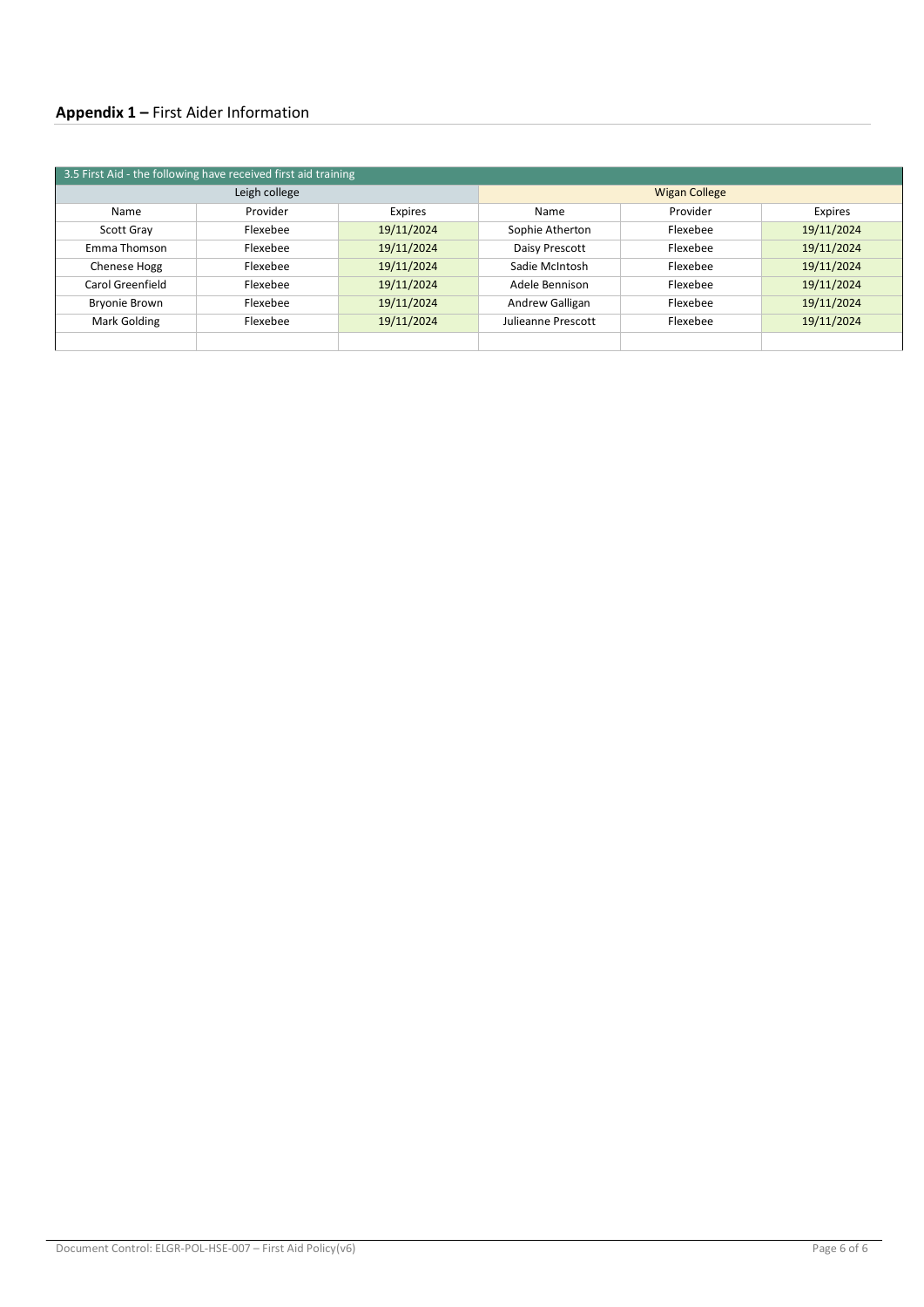## **Appendix 1 –** First Aider Information

| 3.5 First Aid - the following have received first aid training | | | | | |
|---|---|---|---|---|---|
| Leigh college | | | Wigan College | | |
| Name | Provider | Expires | Name | Provider | Expires |
| Scott Gray | Flexebee | 19/11/2024 | Sophie Atherton | Flexebee | 19/11/2024 |
| Emma Thomson | Flexebee | 19/11/2024 | Daisy Prescott | Flexebee | 19/11/2024 |
| Chenese Hogg | Flexebee | 19/11/2024 | Sadie McIntosh | Flexebee | 19/11/2024 |
| Carol Greenfield | Flexebee | 19/11/2024 | Adele Bennison | Flexebee | 19/11/2024 |
| Bryonie Brown | Flexebee | 19/11/2024 | Andrew Galligan | Flexebee | 19/11/2024 |
| Mark Golding | Flexebee | 19/11/2024 | Julieanne Prescott | Flexebee | 19/11/2024 |
| | | | | | |